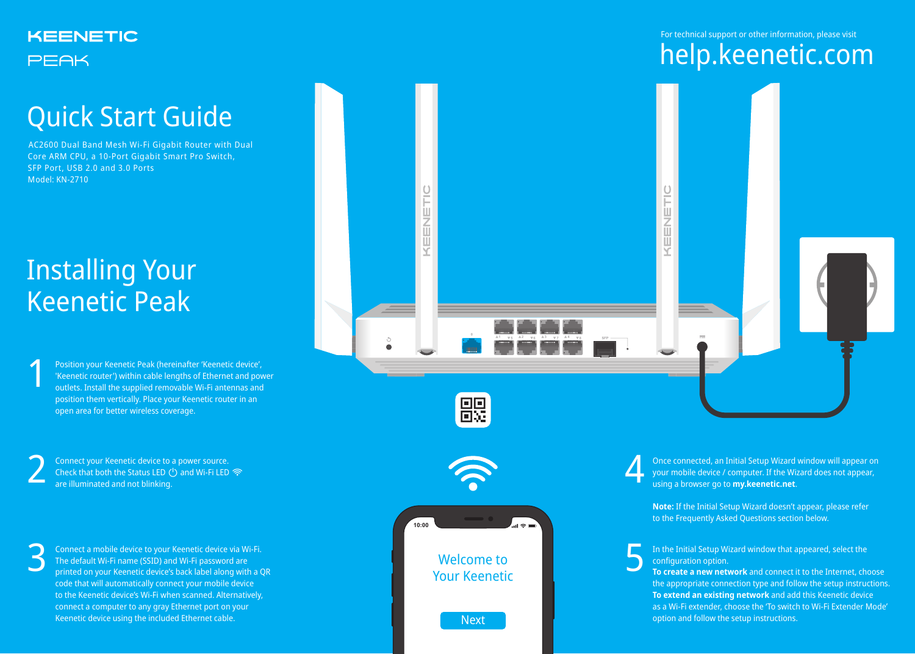KEENETIC

PEAK

# Quick Start Guide

AC2600 Dual Band Mesh Wi-Fi Gigabit Router with Dual Core ARM CPU, a 10-Port Gigabit Smart Pro Switch, SFP Port, USB 2.0 and 3.0 Ports
Model: KN-2710

For technical support or other information, please visit
help.keenetic.com

# Installing Your Keenetic Peak

1 Position your Keenetic Peak (hereinafter 'Keenetic device', 'Keenetic router') within cable lengths of Ethernet and power outlets. Install the supplied removable Wi-Fi antennas and position them vertically. Place your Keenetic router in an open area for better wireless coverage.

2 Connect your Keenetic device to a power source. Check that both the Status LED and Wi-Fi LED are illuminated and not blinking.

3 Connect a mobile device to your Keenetic device via Wi-Fi. The default Wi-Fi name (SSID) and Wi-Fi password are printed on your Keenetic device's back label along with a QR code that will automatically connect your mobile device to the Keenetic device's Wi-Fi when scanned. Alternatively, connect a computer to any gray Ethernet port on your Keenetic device using the included Ethernet cable.

4 Once connected, an Initial Setup Wizard window will appear on your mobile device / computer. If the Wizard does not appear, using a browser go to **my.keenetic.net**.

**Note:** If the Initial Setup Wizard doesn't appear, please refer to the Frequently Asked Questions section below.

5 In the Initial Setup Wizard window that appeared, select the configuration option.
**To create a new network** and connect it to the Internet, choose the appropriate connection type and follow the setup instructions.
**To extend an existing network** and add this Keenetic device as a Wi-Fi extender, choose the 'To switch to Wi-Fi Extender Mode' option and follow the setup instructions.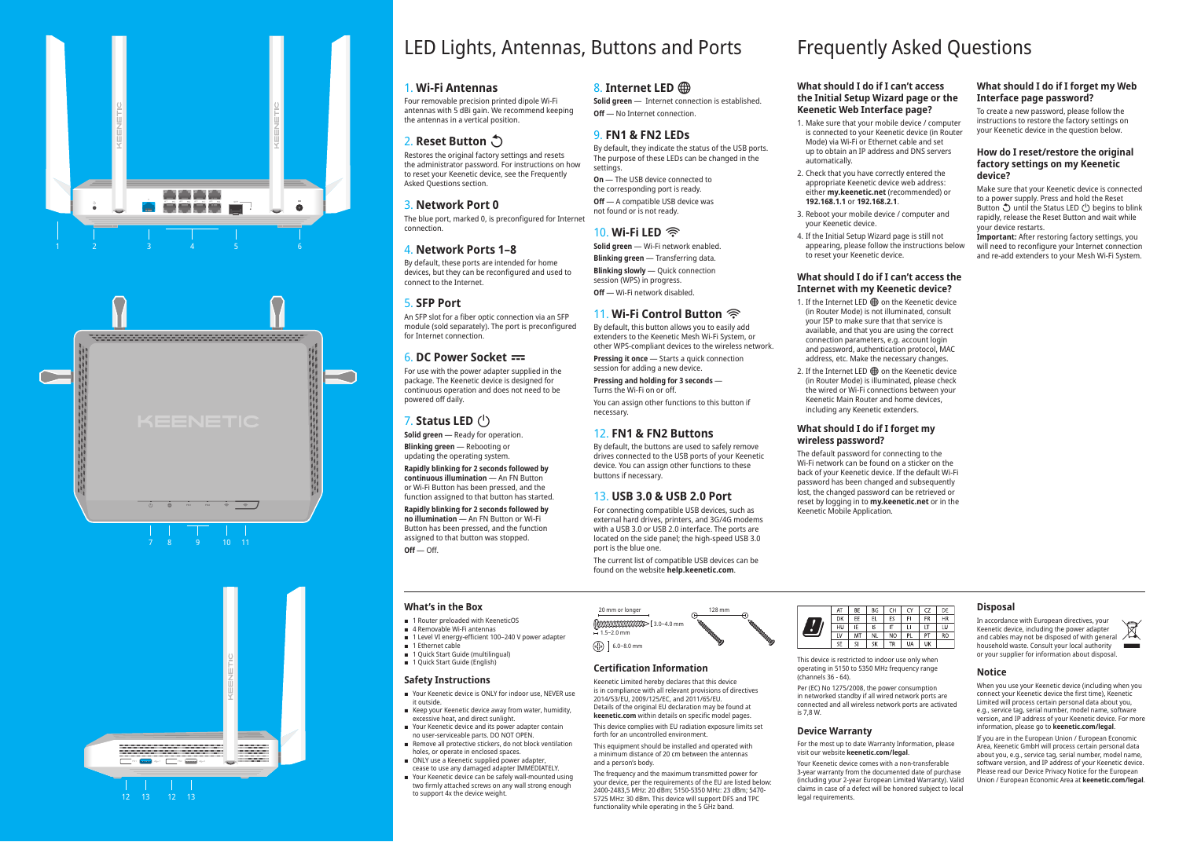# LED Lights, Antennas, Buttons and Ports

### 1. Wi-Fi Antennas

Four removable precision printed dipole Wi-Fi antennas with 5 dBi gain. We recommend keeping the antennas in a vertical position.

### 2. Reset Button

Restores the original factory settings and resets the administrator password. For instructions on how to reset your Keenetic device, see the Frequently Asked Questions section.

### 3. Network Port 0

The blue port, marked 0, is preconfigured for Internet connection.

### 4. Network Ports 1–8

By default, these ports are intended for home devices, but they can be reconfigured and used to connect to the Internet.

### 5. SFP Port

An SFP slot for a fiber optic connection via an SFP module (sold separately). The port is preconfigured for Internet connection.

### 6. DC Power Socket

For use with the power adapter supplied in the package. The Keenetic device is designed for continuous operation and does not need to be powered off daily.

### 7. Status LED

**Solid green** — Ready for operation.

**Blinking green** — Rebooting or updating the operating system.

**Rapidly blinking for 2 seconds followed by continuous illumination** — An FN Button or Wi-Fi Button has been pressed, and the function assigned to that button has started.

**Rapidly blinking for 2 seconds followed by no illumination** — An FN Button or Wi-Fi Button has been pressed, and the function assigned to that button was stopped.

**Off** — Off.

### 8. Internet LED

**Solid green** — Internet connection is established.

**Off** — No Internet connection.

### 9. FN1 & FN2 LEDs

By default, they indicate the status of the USB ports. The purpose of these LEDs can be changed in the settings.

**On** — The USB device connected to the corresponding port is ready.

**Off** — A compatible USB device was not found or is not ready.

### 10. Wi-Fi LED

**Solid green** — Wi-Fi network enabled.

**Blinking green** — Transferring data.

**Blinking slowly** — Quick connection session (WPS) in progress.

**Off** — Wi-Fi network disabled.

### 11. Wi-Fi Control Button

By default, this button allows you to easily add extenders to the Keenetic Mesh Wi-Fi System, or other WPS-compliant devices to the wireless network.

**Pressing it once** — Starts a quick connection session for adding a new device.

**Pressing and holding for 3 seconds** — Turns the Wi-Fi on or off.

You can assign other functions to this button if necessary.

### 12. FN1 & FN2 Buttons

By default, the buttons are used to safely remove drives connected to the USB ports of your Keenetic device. You can assign other functions to these buttons if necessary.

### 13. USB 3.0 & USB 2.0 Port

For connecting compatible USB devices, such as external hard drives, printers, and 3G/4G modems with a USB 3.0 or USB 2.0 interface. The ports are located on the side panel; the high-speed USB 3.0 port is the blue one.

The current list of compatible USB devices can be found on the website **help.keenetic.com**.

# Frequently Asked Questions

### What should I do if I can't access the Initial Setup Wizard page or the Keenetic Web Interface page?

1. Make sure that your mobile device / computer is connected to your Keenetic device (in Router Mode) via Wi-Fi or Ethernet cable and set up to obtain an IP address and DNS servers automatically.
2. Check that you have correctly entered the appropriate Keenetic device web address: either **my.keenetic.net** (recommended) or **192.168.1.1** or **192.168.2.1**.
3. Reboot your mobile device / computer and your Keenetic device.
4. If the Initial Setup Wizard page is still not appearing, please follow the instructions below to reset your Keenetic device.

### What should I do if I can't access the Internet with my Keenetic device?

1. If the Internet LED on the Keenetic device (in Router Mode) is not illuminated, consult your ISP to make sure that that service is available, and that you are using the correct connection parameters, e.g. account login and password, authentication protocol, MAC address, etc. Make the necessary changes.
2. If the Internet LED on the Keenetic device (in Router Mode) is illuminated, please check the wired or Wi-Fi connections between your Keenetic Main Router and home devices, including any Keenetic extenders.

### What should I do if I forget my wireless password?

The default password for connecting to the Wi-Fi network can be found on a sticker on the back of your Keenetic device. If the default Wi-Fi password has been changed and subsequently lost, the changed password can be retrieved or reset by logging in to **my.keenetic.net** or in the Keenetic Mobile Application.

### What should I do if I forget my Web Interface page password?

To create a new password, please follow the instructions to restore the factory settings on your Keenetic device in the question below.

### How do I reset/restore the original factory settings on my Keenetic device?

Make sure that your Keenetic device is connected to a power supply. Press and hold the Reset Button until the Status LED begins to blink rapidly, release the Reset Button and wait while your device restarts.

**Important:** After restoring factory settings, you will need to reconfigure your Internet connection and re-add extenders to your Mesh Wi-Fi System.

### What's in the Box

- 1 Router preloaded with KeeneticOS
- 4 Removable Wi-Fi antennas
- 1 Level VI energy-efficient 100–240 V power adapter
- 1 Ethernet cable
- 1 Quick Start Guide (multilingual)
- 1 Quick Start Guide (English)

20 mm or longer
3.0–4.0 mm
1.5–2.0 mm
6.0–8.0 mm
128 mm

### Safety Instructions

- Your Keenetic device is ONLY for indoor use, NEVER use it outside.
- Keep your Keenetic device away from water, humidity, excessive heat, and direct sunlight.
- Your Keenetic device and its power adapter contain no user-serviceable parts. DO NOT OPEN.
- Remove all protective stickers, do not block ventilation holes, or operate in enclosed spaces.
- ONLY use a Keenetic supplied power adapter, cease to use any damaged adapter IMMEDIATELY.
- Your Keenetic device can be safely wall-mounted using two firmly attached screws on any wall strong enough to support 4x the device weight.

### Certification Information

Keenetic Limited hereby declares that this device is in compliance with all relevant provisions of directives 2014/53/EU, 2009/125/EC, and 2011/65/EU. Details of the original EU declaration may be found at **keenetic.com** within details on specific model pages.

This device complies with EU radiation exposure limits set forth for an uncontrolled environment.

This equipment should be installed and operated with a minimum distance of 20 cm between the antennas and a person's body.

The frequency and the maximum transmitted power for your device, per the requirements of the EU are listed below: 2400–2483,5 MHz: 20 dBm; 5150-5350 MHz: 23 dBm; 5470-5725 MHz: 30 dBm. This device will support DFS and TPC functionality while operating in the 5 GHz band.

| | | | | | | |
|---|---|---|---|---|---|---|
| AT | BE | BG | CH | CY | CZ | DE |
| DK | EE | EL | ES | FI | FR | HR |
| HU | IE | IS | IT | LI | LT | LU |
| LV | MT | NL | NO | PL | PT | RO |
| SE | SI | SK | TR | UA | UK | |

This device is restricted to indoor use only when operating in 5150 to 5350 MHz frequency range (channels 36 - 64).

Per (EC) No 1275/2008, the power consumption in networked standby if all wired network ports are connected and all wireless network ports are activated is 7,8 W.

### Device Warranty

For the most up to date Warranty Information, please visit our website **keenetic.com/legal**.

Your Keenetic device comes with a non-transferable 3-year warranty from the documented date of purchase (including your 2-year European Limited Warranty). Valid claims in case of a defect will be honored subject to local legal requirements.

### Disposal

In accordance with European directives, your Keenetic device, including the power adapter and cables may not be disposed of with general household waste. Consult your local authority or your supplier for information about disposal.

### Notice

When you use your Keenetic device (including when you connect your Keenetic device the first time), Keenetic Limited will process certain personal data about you, e.g., service tag, serial number, model name, software version, and IP address of your Keenetic device. For more information, please go to **keenetic.com/legal**.

If you are in the European Union / European Economic Area, Keenetic GmbH will process certain personal data about you, e.g., service tag, serial number, model name, software version, and IP address of your Keenetic device. Please read our Device Privacy Notice for the European Union / European Economic Area at **keenetic.com/legal**.